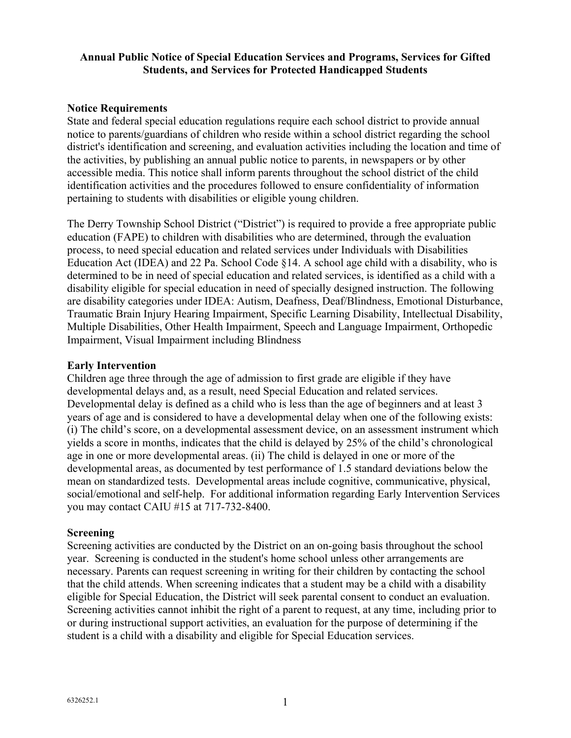**Annual Public Notice of Special Education Services and Programs, Services for Gifted Students, and Services for Protected Handicapped Students**

**Notice Requirements**

State and federal special education regulations require each school district to provide annual notice to parents/guardians of children who reside within a school district regarding the school district's identification and screening, and evaluation activities including the location and time of the activities, by publishing an annual public notice to parents, in newspapers or by other accessible media. This notice shall inform parents throughout the school district of the child identification activities and the procedures followed to ensure confidentiality of information pertaining to students with disabilities or eligible young children.

The Derry Township School District ("District") is required to provide a free appropriate public education (FAPE) to children with disabilities who are determined, through the evaluation process, to need special education and related services under Individuals with Disabilities Education Act (IDEA) and 22 Pa. School Code §14. A school age child with a disability, who is determined to be in need of special education and related services, is identified as a child with a disability eligible for special education in need of specially designed instruction. The following are disability categories under IDEA: Autism, Deafness, Deaf/Blindness, Emotional Disturbance, Traumatic Brain Injury Hearing Impairment, Specific Learning Disability, Intellectual Disability, Multiple Disabilities, Other Health Impairment, Speech and Language Impairment, Orthopedic Impairment, Visual Impairment including Blindness

**Early Intervention**

Children age three through the age of admission to first grade are eligible if they have developmental delays and, as a result, need Special Education and related services. Developmental delay is defined as a child who is less than the age of beginners and at least 3 years of age and is considered to have a developmental delay when one of the following exists: (i) The child's score, on a developmental assessment device, on an assessment instrument which yields a score in months, indicates that the child is delayed by 25% of the child's chronological age in one or more developmental areas. (ii) The child is delayed in one or more of the developmental areas, as documented by test performance of 1.5 standard deviations below the mean on standardized tests. Developmental areas include cognitive, communicative, physical, social/emotional and self-help. For additional information regarding Early Intervention Services you may contact CAIU #15 at 717-732-8400.

**Screening**

Screening activities are conducted by the District on an on-going basis throughout the school year. Screening is conducted in the student's home school unless other arrangements are necessary. Parents can request screening in writing for their children by contacting the school that the child attends. When screening indicates that a student may be a child with a disability eligible for Special Education, the District will seek parental consent to conduct an evaluation. Screening activities cannot inhibit the right of a parent to request, at any time, including prior to or during instructional support activities, an evaluation for the purpose of determining if the student is a child with a disability and eligible for Special Education services.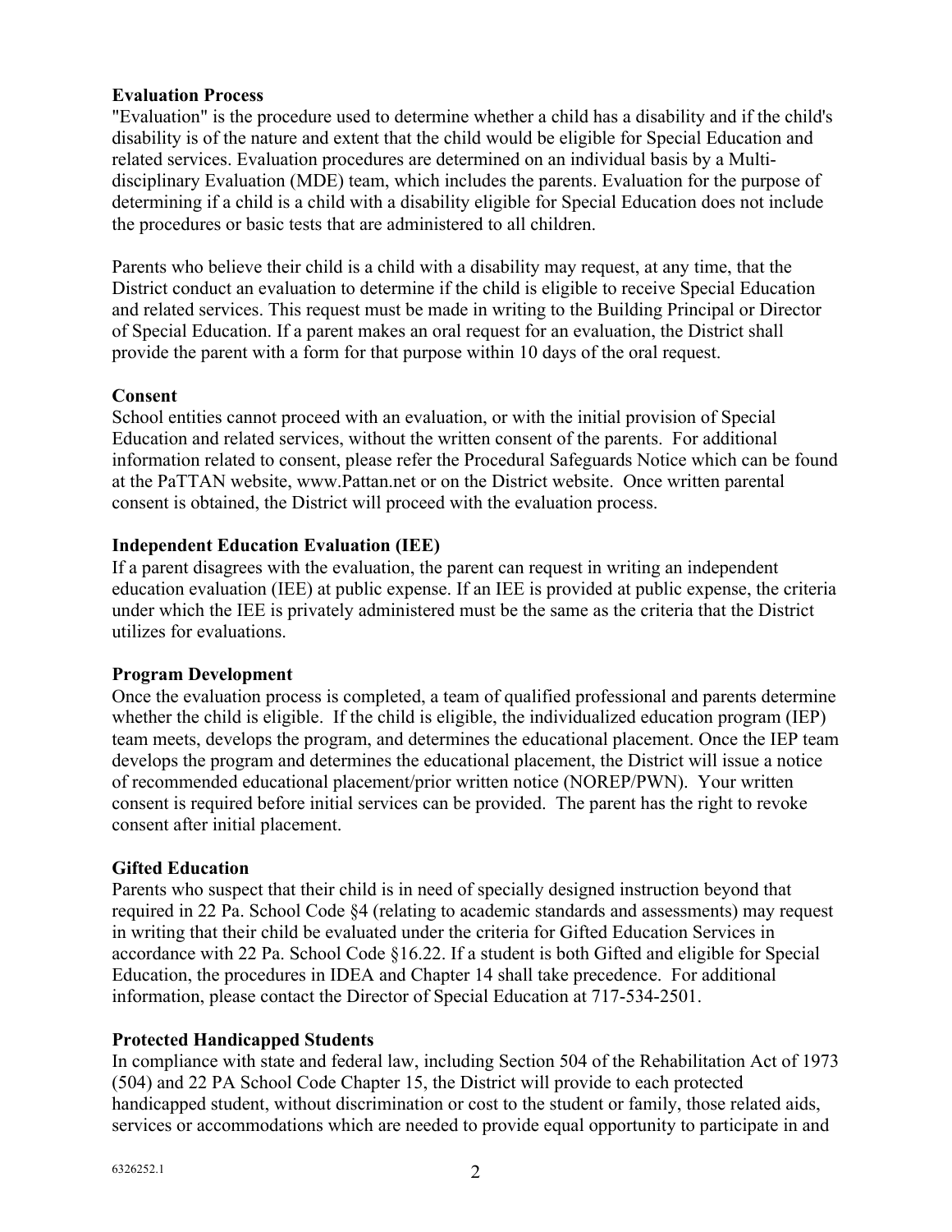**Evaluation Process**
"Evaluation" is the procedure used to determine whether a child has a disability and if the child's disability is of the nature and extent that the child would be eligible for Special Education and related services. Evaluation procedures are determined on an individual basis by a Multi-disciplinary Evaluation (MDE) team, which includes the parents. Evaluation for the purpose of determining if a child is a child with a disability eligible for Special Education does not include the procedures or basic tests that are administered to all children.

Parents who believe their child is a child with a disability may request, at any time, that the District conduct an evaluation to determine if the child is eligible to receive Special Education and related services. This request must be made in writing to the Building Principal or Director of Special Education. If a parent makes an oral request for an evaluation, the District shall provide the parent with a form for that purpose within 10 days of the oral request.

**Consent**
School entities cannot proceed with an evaluation, or with the initial provision of Special Education and related services, without the written consent of the parents. For additional information related to consent, please refer the Procedural Safeguards Notice which can be found at the PaTTAN website, www.Pattan.net or on the District website. Once written parental consent is obtained, the District will proceed with the evaluation process.

**Independent Education Evaluation (IEE)**
If a parent disagrees with the evaluation, the parent can request in writing an independent education evaluation (IEE) at public expense. If an IEE is provided at public expense, the criteria under which the IEE is privately administered must be the same as the criteria that the District utilizes for evaluations.

**Program Development**
Once the evaluation process is completed, a team of qualified professional and parents determine whether the child is eligible. If the child is eligible, the individualized education program (IEP) team meets, develops the program, and determines the educational placement. Once the IEP team develops the program and determines the educational placement, the District will issue a notice of recommended educational placement/prior written notice (NOREP/PWN). Your written consent is required before initial services can be provided. The parent has the right to revoke consent after initial placement.

**Gifted Education**
Parents who suspect that their child is in need of specially designed instruction beyond that required in 22 Pa. School Code §4 (relating to academic standards and assessments) may request in writing that their child be evaluated under the criteria for Gifted Education Services in accordance with 22 Pa. School Code §16.22. If a student is both Gifted and eligible for Special Education, the procedures in IDEA and Chapter 14 shall take precedence. For additional information, please contact the Director of Special Education at 717-534-2501.

**Protected Handicapped Students**
In compliance with state and federal law, including Section 504 of the Rehabilitation Act of 1973 (504) and 22 PA School Code Chapter 15, the District will provide to each protected handicapped student, without discrimination or cost to the student or family, those related aids, services or accommodations which are needed to provide equal opportunity to participate in and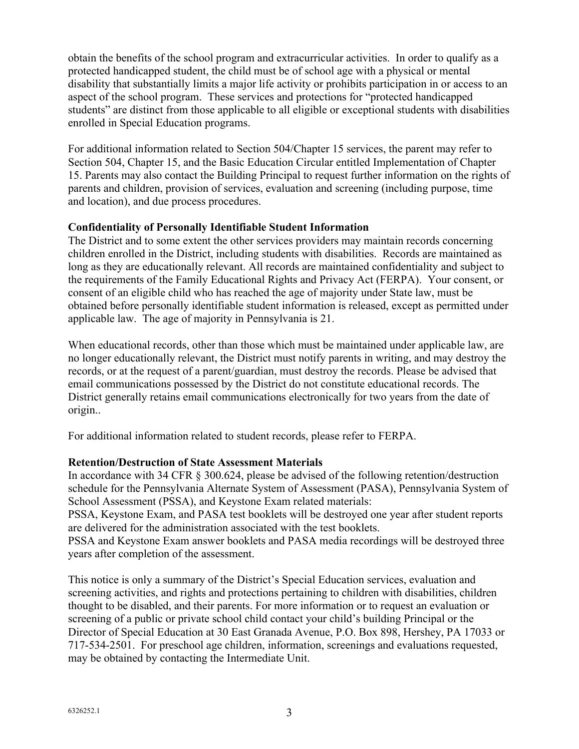obtain the benefits of the school program and extracurricular activities. In order to qualify as a protected handicapped student, the child must be of school age with a physical or mental disability that substantially limits a major life activity or prohibits participation in or access to an aspect of the school program. These services and protections for "protected handicapped students" are distinct from those applicable to all eligible or exceptional students with disabilities enrolled in Special Education programs.

For additional information related to Section 504/Chapter 15 services, the parent may refer to Section 504, Chapter 15, and the Basic Education Circular entitled Implementation of Chapter 15. Parents may also contact the Building Principal to request further information on the rights of parents and children, provision of services, evaluation and screening (including purpose, time and location), and due process procedures.

**Confidentiality of Personally Identifiable Student Information**

The District and to some extent the other services providers may maintain records concerning children enrolled in the District, including students with disabilities. Records are maintained as long as they are educationally relevant. All records are maintained confidentiality and subject to the requirements of the Family Educational Rights and Privacy Act (FERPA). Your consent, or consent of an eligible child who has reached the age of majority under State law, must be obtained before personally identifiable student information is released, except as permitted under applicable law. The age of majority in Pennsylvania is 21.

When educational records, other than those which must be maintained under applicable law, are no longer educationally relevant, the District must notify parents in writing, and may destroy the records, or at the request of a parent/guardian, must destroy the records. Please be advised that email communications possessed by the District do not constitute educational records. The District generally retains email communications electronically for two years from the date of origin..

For additional information related to student records, please refer to FERPA.

**Retention/Destruction of State Assessment Materials**

In accordance with 34 CFR § 300.624, please be advised of the following retention/destruction schedule for the Pennsylvania Alternate System of Assessment (PASA), Pennsylvania System of School Assessment (PSSA), and Keystone Exam related materials:

PSSA, Keystone Exam, and PASA test booklets will be destroyed one year after student reports are delivered for the administration associated with the test booklets.

PSSA and Keystone Exam answer booklets and PASA media recordings will be destroyed three years after completion of the assessment.

This notice is only a summary of the District's Special Education services, evaluation and screening activities, and rights and protections pertaining to children with disabilities, children thought to be disabled, and their parents. For more information or to request an evaluation or screening of a public or private school child contact your child's building Principal or the Director of Special Education at 30 East Granada Avenue, P.O. Box 898, Hershey, PA 17033 or 717-534-2501. For preschool age children, information, screenings and evaluations requested, may be obtained by contacting the Intermediate Unit.